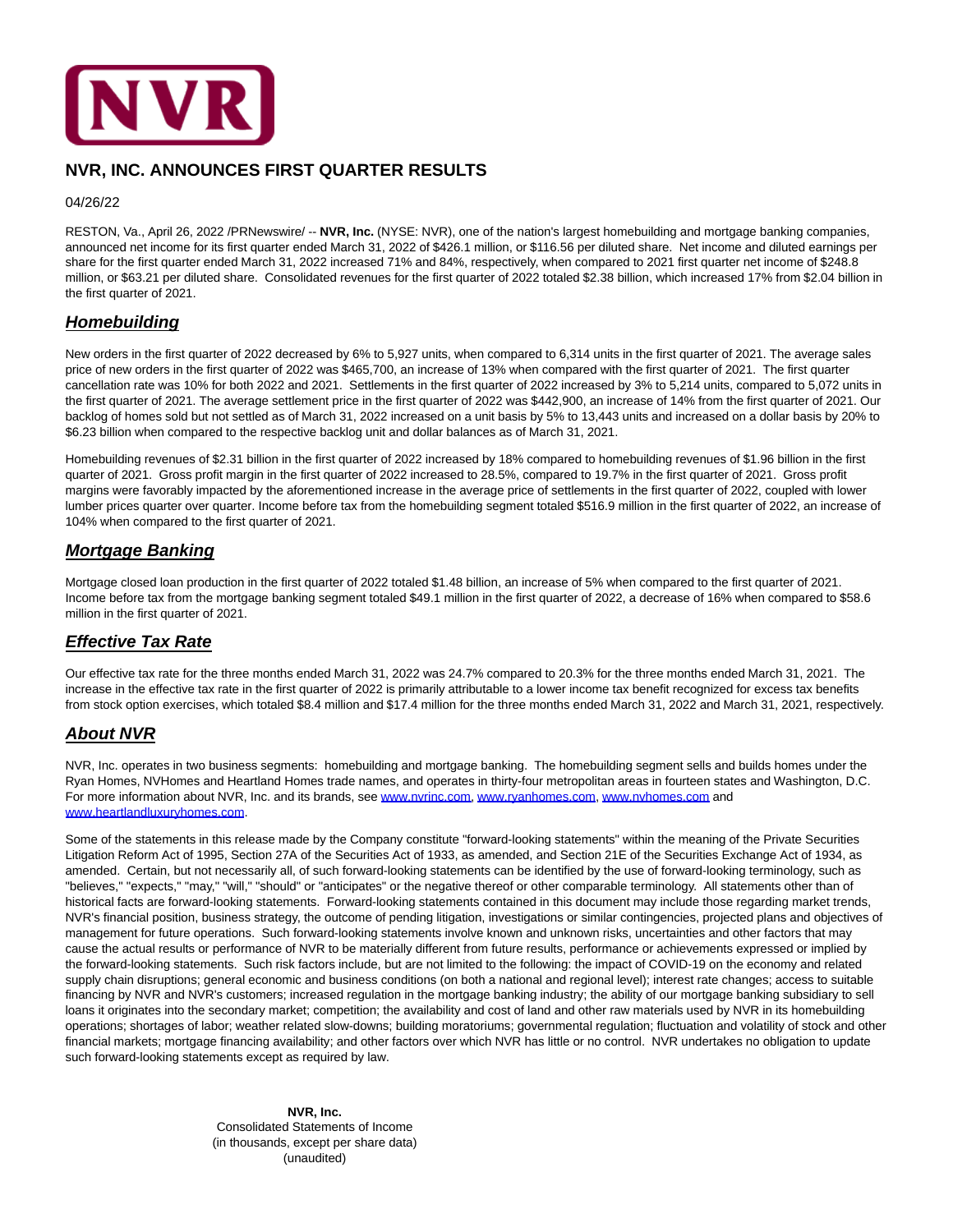NVR

# NVR, INC. ANNOUNCES FIRST QUARTER RESULTS

04/26/22

RESTON, Va., April 26, 2022 /PRNewswire/ -- **NVR, Inc.** (NYSE: NVR), one of the nation's largest homebuilding and mortgage banking companies, announced net income for its first quarter ended March 31, 2022 of $426.1 million, or $116.56 per diluted share. Net income and diluted earnings per share for the first quarter ended March 31, 2022 increased 71% and 84%, respectively, when compared to 2021 first quarter net income of $248.8 million, or $63.21 per diluted share. Consolidated revenues for the first quarter of 2022 totaled $2.38 billion, which increased 17% from $2.04 billion in the first quarter of 2021.

## Homebuilding

New orders in the first quarter of 2022 decreased by 6% to 5,927 units, when compared to 6,314 units in the first quarter of 2021. The average sales price of new orders in the first quarter of 2022 was $465,700, an increase of 13% when compared with the first quarter of 2021. The first quarter cancellation rate was 10% for both 2022 and 2021. Settlements in the first quarter of 2022 increased by 3% to 5,214 units, compared to 5,072 units in the first quarter of 2021. The average settlement price in the first quarter of 2022 was $442,900, an increase of 14% from the first quarter of 2021. Our backlog of homes sold but not settled as of March 31, 2022 increased on a unit basis by 5% to 13,443 units and increased on a dollar basis by 20% to $6.23 billion when compared to the respective backlog unit and dollar balances as of March 31, 2021.

Homebuilding revenues of $2.31 billion in the first quarter of 2022 increased by 18% compared to homebuilding revenues of $1.96 billion in the first quarter of 2021. Gross profit margin in the first quarter of 2022 increased to 28.5%, compared to 19.7% in the first quarter of 2021. Gross profit margins were favorably impacted by the aforementioned increase in the average price of settlements in the first quarter of 2022, coupled with lower lumber prices quarter over quarter. Income before tax from the homebuilding segment totaled $516.9 million in the first quarter of 2022, an increase of 104% when compared to the first quarter of 2021.

## Mortgage Banking

Mortgage closed loan production in the first quarter of 2022 totaled $1.48 billion, an increase of 5% when compared to the first quarter of 2021. Income before tax from the mortgage banking segment totaled $49.1 million in the first quarter of 2022, a decrease of 16% when compared to $58.6 million in the first quarter of 2021.

## Effective Tax Rate

Our effective tax rate for the three months ended March 31, 2022 was 24.7% compared to 20.3% for the three months ended March 31, 2021. The increase in the effective tax rate in the first quarter of 2022 is primarily attributable to a lower income tax benefit recognized for excess tax benefits from stock option exercises, which totaled $8.4 million and $17.4 million for the three months ended March 31, 2022 and March 31, 2021, respectively.

## About NVR

NVR, Inc. operates in two business segments: homebuilding and mortgage banking. The homebuilding segment sells and builds homes under the Ryan Homes, NVHomes and Heartland Homes trade names, and operates in thirty-four metropolitan areas in fourteen states and Washington, D.C. For more information about NVR, Inc. and its brands, see www.nvrinc.com, www.ryanhomes.com, www.nvhomes.com and www.heartlandluxuryhomes.com.

Some of the statements in this release made by the Company constitute "forward-looking statements" within the meaning of the Private Securities Litigation Reform Act of 1995, Section 27A of the Securities Act of 1933, as amended, and Section 21E of the Securities Exchange Act of 1934, as amended. Certain, but not necessarily all, of such forward-looking statements can be identified by the use of forward-looking terminology, such as "believes," "expects," "may," "will," "should" or "anticipates" or the negative thereof or other comparable terminology. All statements other than of historical facts are forward-looking statements. Forward-looking statements contained in this document may include those regarding market trends, NVR's financial position, business strategy, the outcome of pending litigation, investigations or similar contingencies, projected plans and objectives of management for future operations. Such forward-looking statements involve known and unknown risks, uncertainties and other factors that may cause the actual results or performance of NVR to be materially different from future results, performance or achievements expressed or implied by the forward-looking statements. Such risk factors include, but are not limited to the following: the impact of COVID-19 on the economy and related supply chain disruptions; general economic and business conditions (on both a national and regional level); interest rate changes; access to suitable financing by NVR and NVR's customers; increased regulation in the mortgage banking industry; the ability of our mortgage banking subsidiary to sell loans it originates into the secondary market; competition; the availability and cost of land and other raw materials used by NVR in its homebuilding operations; shortages of labor; weather related slow-downs; building moratoriums; governmental regulation; fluctuation and volatility of stock and other financial markets; mortgage financing availability; and other factors over which NVR has little or no control. NVR undertakes no obligation to update such forward-looking statements except as required by law.

**NVR, Inc.**
Consolidated Statements of Income
(in thousands, except per share data)
(unaudited)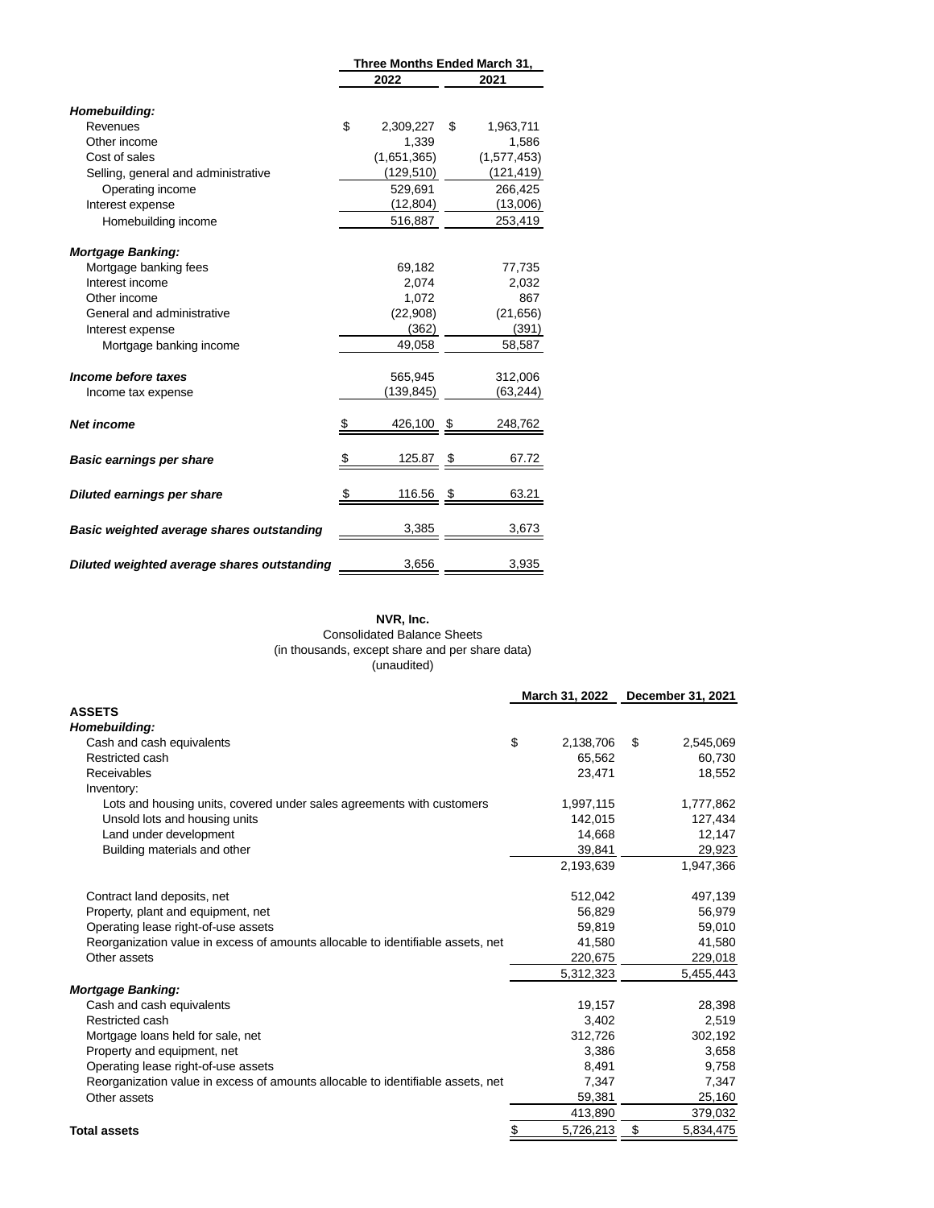| | Three Months Ended March 31, | |
|---|---|---|
| | 2022 | 2021 |
| ***Homebuilding:*** | | |
| Revenues | $ 2,309,227 | $ 1,963,711 |
| Other income | 1,339 | 1,586 |
| Cost of sales | (1,651,365) | (1,577,453) |
| Selling, general and administrative | (129,510) | (121,419) |
| Operating income | 529,691 | 266,425 |
| Interest expense | (12,804) | (13,006) |
| Homebuilding income | 516,887 | 253,419 |
| ***Mortgage Banking:*** | | |
| Mortgage banking fees | 69,182 | 77,735 |
| Interest income | 2,074 | 2,032 |
| Other income | 1,072 | 867 |
| General and administrative | (22,908) | (21,656) |
| Interest expense | (362) | (391) |
| Mortgage banking income | 49,058 | 58,587 |
| ***Income before taxes*** | 565,945 | 312,006 |
| Income tax expense | (139,845) | (63,244) |
| ***Net income*** | $ 426,100 | $ 248,762 |
| ***Basic earnings per share*** | $ 125.87 | $ 67.72 |
| ***Diluted earnings per share*** | $ 116.56 | $ 63.21 |
| ***Basic weighted average shares outstanding*** | 3,385 | 3,673 |
| ***Diluted weighted average shares outstanding*** | 3,656 | 3,935 |

**NVR, Inc.**
Consolidated Balance Sheets
(in thousands, except share and per share data)
(unaudited)

| | March 31, 2022 | December 31, 2021 |
|---|---|---|
| **ASSETS** | | |
| ***Homebuilding:*** | | |
| Cash and cash equivalents | $ 2,138,706 | $ 2,545,069 |
| Restricted cash | 65,562 | 60,730 |
| Receivables | 23,471 | 18,552 |
| Inventory: | | |
| Lots and housing units, covered under sales agreements with customers | 1,997,115 | 1,777,862 |
| Unsold lots and housing units | 142,015 | 127,434 |
| Land under development | 14,668 | 12,147 |
| Building materials and other | 39,841 | 29,923 |
| | 2,193,639 | 1,947,366 |
| Contract land deposits, net | 512,042 | 497,139 |
| Property, plant and equipment, net | 56,829 | 56,979 |
| Operating lease right-of-use assets | 59,819 | 59,010 |
| Reorganization value in excess of amounts allocable to identifiable assets, net | 41,580 | 41,580 |
| Other assets | 220,675 | 229,018 |
| | 5,312,323 | 5,455,443 |
| ***Mortgage Banking:*** | | |
| Cash and cash equivalents | 19,157 | 28,398 |
| Restricted cash | 3,402 | 2,519 |
| Mortgage loans held for sale, net | 312,726 | 302,192 |
| Property and equipment, net | 3,386 | 3,658 |
| Operating lease right-of-use assets | 8,491 | 9,758 |
| Reorganization value in excess of amounts allocable to identifiable assets, net | 7,347 | 7,347 |
| Other assets | 59,381 | 25,160 |
| | 413,890 | 379,032 |
| **Total assets** | $ 5,726,213 | $ 5,834,475 |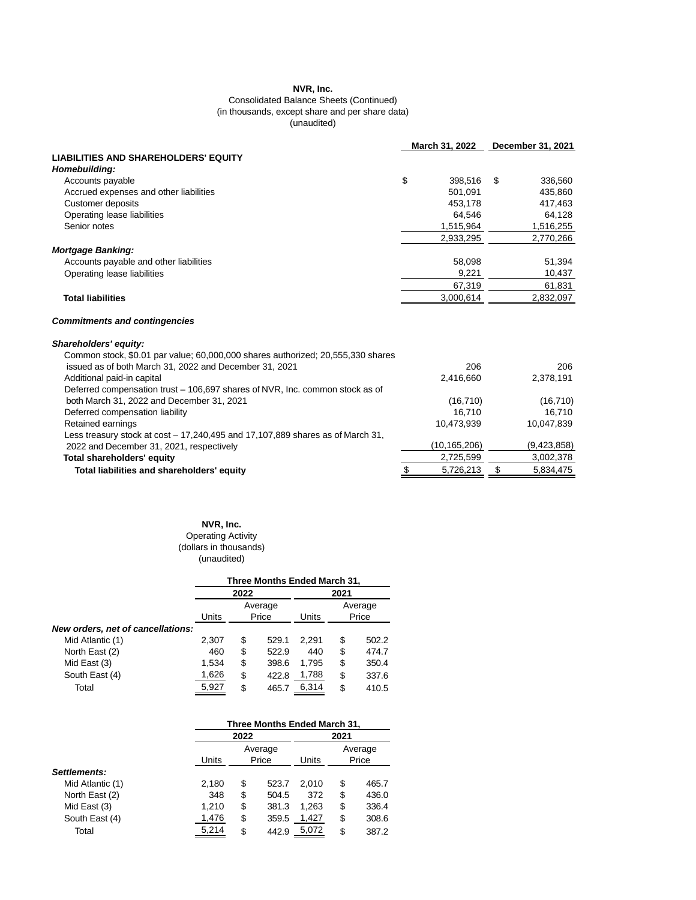**NVR, Inc.**
Consolidated Balance Sheets (Continued)
(in thousands, except share and per share data)
(unaudited)

| | March 31, 2022 | December 31, 2021 |
|---|---|---|
| **LIABILITIES AND SHAREHOLDERS' EQUITY** | | |
| ***Homebuilding:*** | | |
| Accounts payable | $ 398,516 | $ 336,560 |
| Accrued expenses and other liabilities | 501,091 | 435,860 |
| Customer deposits | 453,178 | 417,463 |
| Operating lease liabilities | 64,546 | 64,128 |
| Senior notes | 1,515,964 | 1,516,255 |
| | 2,933,295 | 2,770,266 |
| ***Mortgage Banking:*** | | |
| Accounts payable and other liabilities | 58,098 | 51,394 |
| Operating lease liabilities | 9,221 | 10,437 |
| | 67,319 | 61,831 |
| **Total liabilities** | 3,000,614 | 2,832,097 |
| ***Commitments and contingencies*** | | |
| ***Shareholders' equity:*** | | |
| Common stock, $0.01 par value; 60,000,000 shares authorized; 20,555,330 shares issued as of both March 31, 2022 and December 31, 2021 | 206 | 206 |
| Additional paid-in capital | 2,416,660 | 2,378,191 |
| Deferred compensation trust – 106,697 shares of NVR, Inc. common stock as of both March 31, 2022 and December 31, 2021 | (16,710) | (16,710) |
| Deferred compensation liability | 16,710 | 16,710 |
| Retained earnings | 10,473,939 | 10,047,839 |
| Less treasury stock at cost – 17,240,495 and 17,107,889 shares as of March 31, 2022 and December 31, 2021, respectively | (10,165,206) | (9,423,858) |
| **Total shareholders' equity** | 2,725,599 | 3,002,378 |
| **Total liabilities and shareholders' equity** | $ 5,726,213 | $ 5,834,475 |

**NVR, Inc.**
Operating Activity
(dollars in thousands)
(unaudited)

| | Three Months Ended March 31, | | | |
|---|---|---|---|---|
| | 2022 | | 2021 | |
| | Units | Average Price | Units | Average Price |
| ***New orders, net of cancellations:*** | | | | |
| Mid Atlantic (1) | 2,307 | $ 529.1 | 2,291 | $ 502.2 |
| North East (2) | 460 | $ 522.9 | 440 | $ 474.7 |
| Mid East (3) | 1,534 | $ 398.6 | 1,795 | $ 350.4 |
| South East (4) | 1,626 | $ 422.8 | 1,788 | $ 337.6 |
| Total | 5,927 | $ 465.7 | 6,314 | $ 410.5 |

| | Three Months Ended March 31, | | | |
|---|---|---|---|---|
| | 2022 | | 2021 | |
| | Units | Average Price | Units | Average Price |
| ***Settlements:*** | | | | |
| Mid Atlantic (1) | 2,180 | $ 523.7 | 2,010 | $ 465.7 |
| North East (2) | 348 | $ 504.5 | 372 | $ 436.0 |
| Mid East (3) | 1,210 | $ 381.3 | 1,263 | $ 336.4 |
| South East (4) | 1,476 | $ 359.5 | 1,427 | $ 308.6 |
| Total | 5,214 | $ 442.9 | 5,072 | $ 387.2 |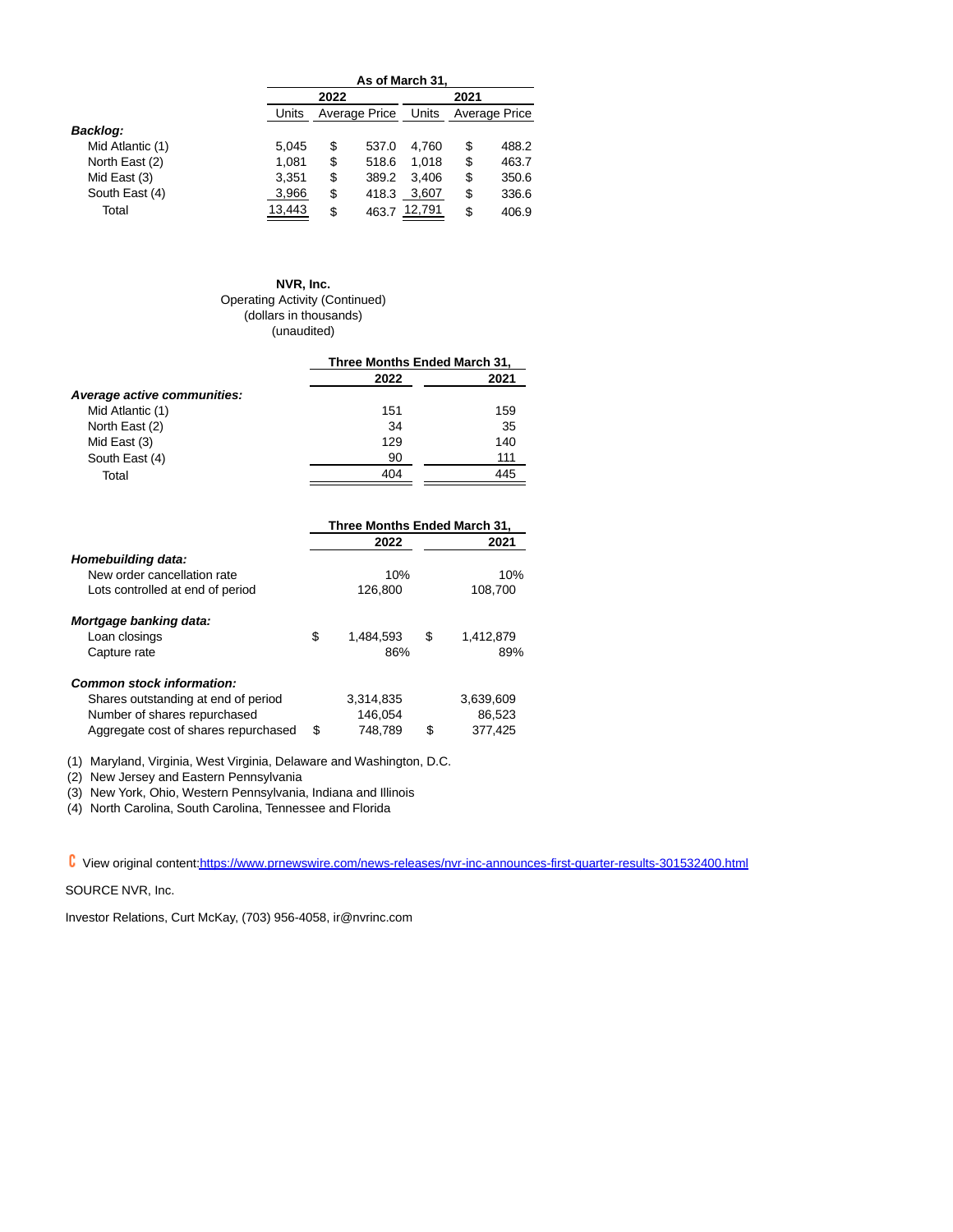| | As of March 31, | | | | | |
|---|---|---|---|---|---|---|
| | 2022 | | | 2021 | | |
| | Units | Average Price | | Units | Average Price | |
| ***Backlog:*** | | | | | | |
| Mid Atlantic (1) | 5,045 | $ | 537.0 | 4,760 | $ | 488.2 |
| North East (2) | 1,081 | $ | 518.6 | 1,018 | $ | 463.7 |
| Mid East (3) | 3,351 | $ | 389.2 | 3,406 | $ | 350.6 |
| South East (4) | 3,966 | $ | 418.3 | 3,607 | $ | 336.6 |
| Total | 13,443 | $ | 463.7 | 12,791 | $ | 406.9 |

**NVR, Inc.**
Operating Activity (Continued)
(dollars in thousands)
(unaudited)

| | Three Months Ended March 31, | |
|---|---|---|
| | 2022 | 2021 |
| ***Average active communities:*** | | |
| Mid Atlantic (1) | 151 | 159 |
| North East (2) | 34 | 35 |
| Mid East (3) | 129 | 140 |
| South East (4) | 90 | 111 |
| Total | 404 | 445 |

| | Three Months Ended March 31, | | | |
|---|---|---|---|---|
| | | 2022 | | 2021 |
| ***Homebuilding data:*** | | | | |
| New order cancellation rate | | 10% | | 10% |
| Lots controlled at end of period | | 126,800 | | 108,700 |
| ***Mortgage banking data:*** | | | | |
| Loan closings | $ | 1,484,593 | $ | 1,412,879 |
| Capture rate | | 86% | | 89% |
| ***Common stock information:*** | | | | |
| Shares outstanding at end of period | | 3,314,835 | | 3,639,609 |
| Number of shares repurchased | | 146,054 | | 86,523 |
| Aggregate cost of shares repurchased | $ | 748,789 | $ | 377,425 |

(1) Maryland, Virginia, West Virginia, Delaware and Washington, D.C.
(2) New Jersey and Eastern Pennsylvania
(3) New York, Ohio, Western Pennsylvania, Indiana and Illinois
(4) North Carolina, South Carolina, Tennessee and Florida

View original content:https://www.prnewswire.com/news-releases/nvr-inc-announces-first-quarter-results-301532400.html

SOURCE NVR, Inc.

Investor Relations, Curt McKay, (703) 956-4058, ir@nvrinc.com